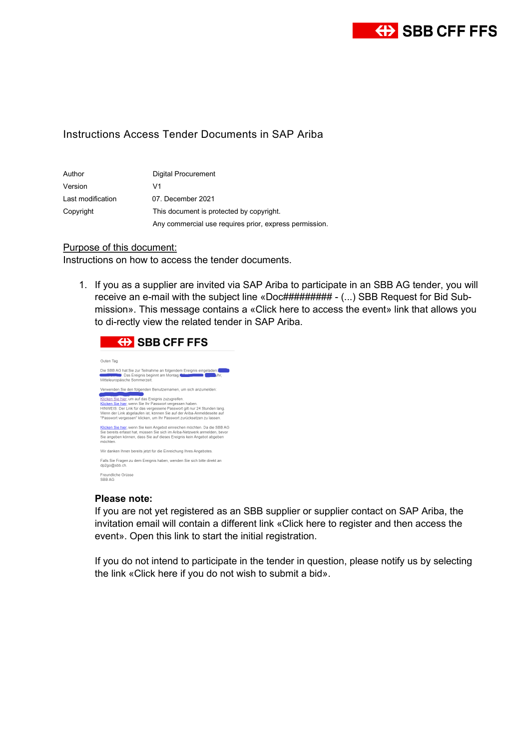# Instructions Access Tender Documents in SAP Ariba

| | |
|---|---|
| Author | Digital Procurement |
| Version | V1 |
| Last modification | 07. December 2021 |
| Copyright | This document is protected by copyright. |
| | Any commercial use requires prior, express permission. |

<u>Purpose of this document:</u>
Instructions on how to access the tender documents.

1. If you as a supplier are invited via SAP Ariba to participate in an SBB AG tender, you will receive an e-mail with the subject line «Doc######### - (...) SBB Request for Bid Sub-mission». This message contains a «Click here to access the event» link that allows you to di-rectly view the related tender in SAP Ariba.

   > SBB CFF FFS
   >
   > Guten Tag
   >
   > Die SBB AG hat Sie zur Teilnahme an folgendem Ereignis eingeladen: Das Ereignis beginnt am Montag, Uhr, Mitteleuropäische Sommerzeit.
   >
   > Verwenden Sie den folgenden Benutzernamen, um sich anzumelden:
   >
   > Klicken Sie hier, um auf das Ereignis zuzugreifen.
   > Klicken Sie hier, wenn Sie Ihr Passwort vergessen haben.
   > HINWEIS: Der Link für das vergessene Passwort gilt nur 24 Stunden lang. Wenn der Link abgelaufen ist, können Sie auf der Ariba-Anmeldeseite auf "Passwort vergessen" klicken, um Ihr Passwort zurücksetzen zu lassen.
   >
   > Klicken Sie hier, wenn Sie kein Angebot einreichen möchten. Da die SBB AG Sie bereits erfasst hat, müssen Sie sich im Ariba-Netzwerk anmelden, bevor Sie angeben können, dass Sie auf dieses Ereignis kein Angebot abgeben möchten.
   >
   > Wir danken Ihnen bereits jetzt für die Einreichung Ihres Angebotes.
   >
   > Falls Sie Fragen zu dem Ereignis haben, wenden Sie sich bitte direkt an dp2go@sbb.ch.
   >
   > Freundliche Grüsse
   > SBB AG

   **Please note:**
   If you are not yet registered as an SBB supplier or supplier contact on SAP Ariba, the invitation email will contain a different link «Click here to register and then access the event». Open this link to start the initial registration.

   If you do not intend to participate in the tender in question, please notify us by selecting the link «Click here if you do not wish to submit a bid».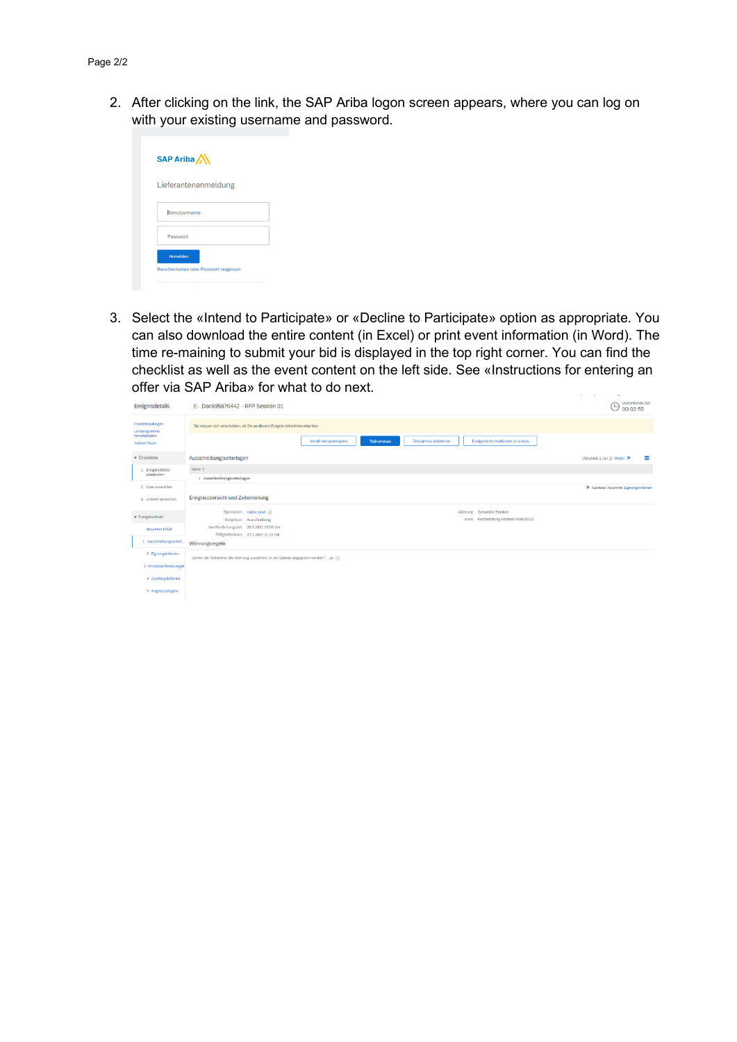2. After clicking on the link, the SAP Ariba logon screen appears, where you can log on with your existing username and password.

3. Select the «Intend to Participate» or «Decline to Participate» option as appropriate. You can also download the entire content (in Excel) or print event information (in Word). The time re-maining to submit your bid is displayed in the top right corner. You can find the checklist as well as the event content on the left side. See «Instructions for entering an offer via SAP Ariba» for what to do next.